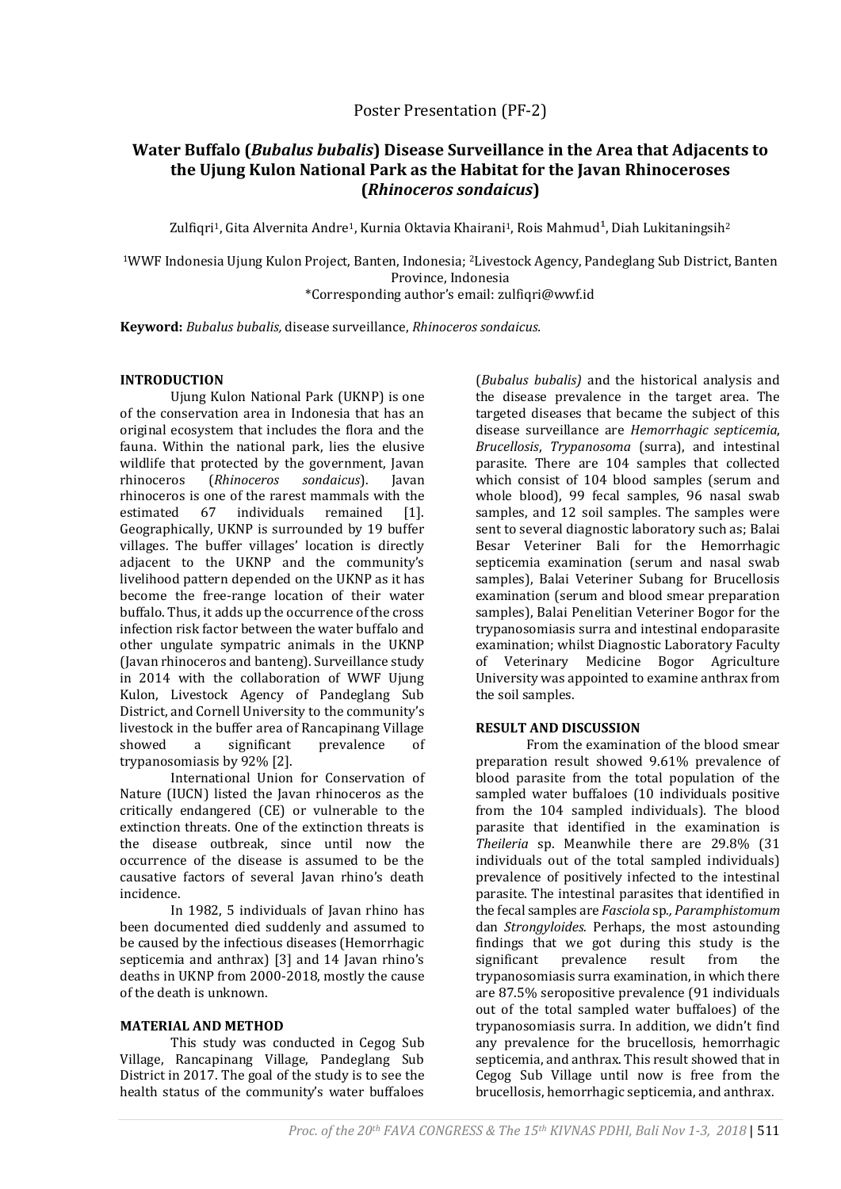Poster Presentation (PF-2)

# Water Buffalo (*Bubalus bubalis*) Disease Surveillance in the Area that Adjacents to the Ujung Kulon National Park as the Habitat for the Javan Rhinoceroses (*Rhinoceros sondaicus*)

Zulfiqri[1], Gita Alvernita Andre[1], Kurnia Oktavia Khairani[1], Rois Mahmud[1], Diah Lukitaningsih[2]

[1]WWF Indonesia Ujung Kulon Project, Banten, Indonesia; [2]Livestock Agency, Pandeglang Sub District, Banten Province, Indonesia
*Corresponding author's email: zulfiqri@wwf.id

**Keyword:** *Bubalus bubalis,* disease surveillance, *Rhinoceros sondaicus.*

## INTRODUCTION

Ujung Kulon National Park (UKNP) is one of the conservation area in Indonesia that has an original ecosystem that includes the flora and the fauna. Within the national park, lies the elusive wildlife that protected by the government, Javan rhinoceros (*Rhinoceros sondaicus*). Javan rhinoceros is one of the rarest mammals with the estimated 67 individuals remained [1]. Geographically, UKNP is surrounded by 19 buffer villages. The buffer villages' location is directly adjacent to the UKNP and the community's livelihood pattern depended on the UKNP as it has become the free-range location of their water buffalo. Thus, it adds up the occurrence of the cross infection risk factor between the water buffalo and other ungulate sympatric animals in the UKNP (Javan rhinoceros and banteng). Surveillance study in 2014 with the collaboration of WWF Ujung Kulon, Livestock Agency of Pandeglang Sub District, and Cornell University to the community's livestock in the buffer area of Rancapinang Village showed a significant prevalence of trypanosomiasis by 92% [2].

International Union for Conservation of Nature (IUCN) listed the Javan rhinoceros as the critically endangered (CE) or vulnerable to the extinction threats. One of the extinction threats is the disease outbreak, since until now the occurrence of the disease is assumed to be the causative factors of several Javan rhino's death incidence.

In 1982, 5 individuals of Javan rhino has been documented died suddenly and assumed to be caused by the infectious diseases (Hemorrhagic septicemia and anthrax) [3] and 14 Javan rhino's deaths in UKNP from 2000-2018, mostly the cause of the death is unknown.

## MATERIAL AND METHOD

This study was conducted in Cegog Sub Village, Rancapinang Village, Pandeglang Sub District in 2017. The goal of the study is to see the health status of the community's water buffaloes (*Bubalus bubalis)* and the historical analysis and the disease prevalence in the target area. The targeted diseases that became the subject of this disease surveillance are *Hemorrhagic septicemia*, *Brucellosis*, *Trypanosoma* (surra), and intestinal parasite. There are 104 samples that collected which consist of 104 blood samples (serum and whole blood), 99 fecal samples, 96 nasal swab samples, and 12 soil samples. The samples were sent to several diagnostic laboratory such as; Balai Besar Veteriner Bali for the Hemorrhagic septicemia examination (serum and nasal swab samples), Balai Veteriner Subang for Brucellosis examination (serum and blood smear preparation samples), Balai Penelitian Veteriner Bogor for the trypanosomiasis surra and intestinal endoparasite examination; whilst Diagnostic Laboratory Faculty of Veterinary Medicine Bogor Agriculture University was appointed to examine anthrax from the soil samples.

## RESULT AND DISCUSSION

From the examination of the blood smear preparation result showed 9.61% prevalence of blood parasite from the total population of the sampled water buffaloes (10 individuals positive from the 104 sampled individuals). The blood parasite that identified in the examination is *Theileria* sp. Meanwhile there are 29.8% (31 individuals out of the total sampled individuals) prevalence of positively infected to the intestinal parasite. The intestinal parasites that identified in the fecal samples are *Fasciola* sp*., Paramphistomum* dan *Strongyloides*. Perhaps, the most astounding findings that we got during this study is the significant prevalence result from the trypanosomiasis surra examination, in which there are 87.5% seropositive prevalence (91 individuals out of the total sampled water buffaloes) of the trypanosomiasis surra. In addition, we didn't find any prevalence for the brucellosis, hemorrhagic septicemia, and anthrax. This result showed that in Cegog Sub Village until now is free from the brucellosis, hemorrhagic septicemia, and anthrax.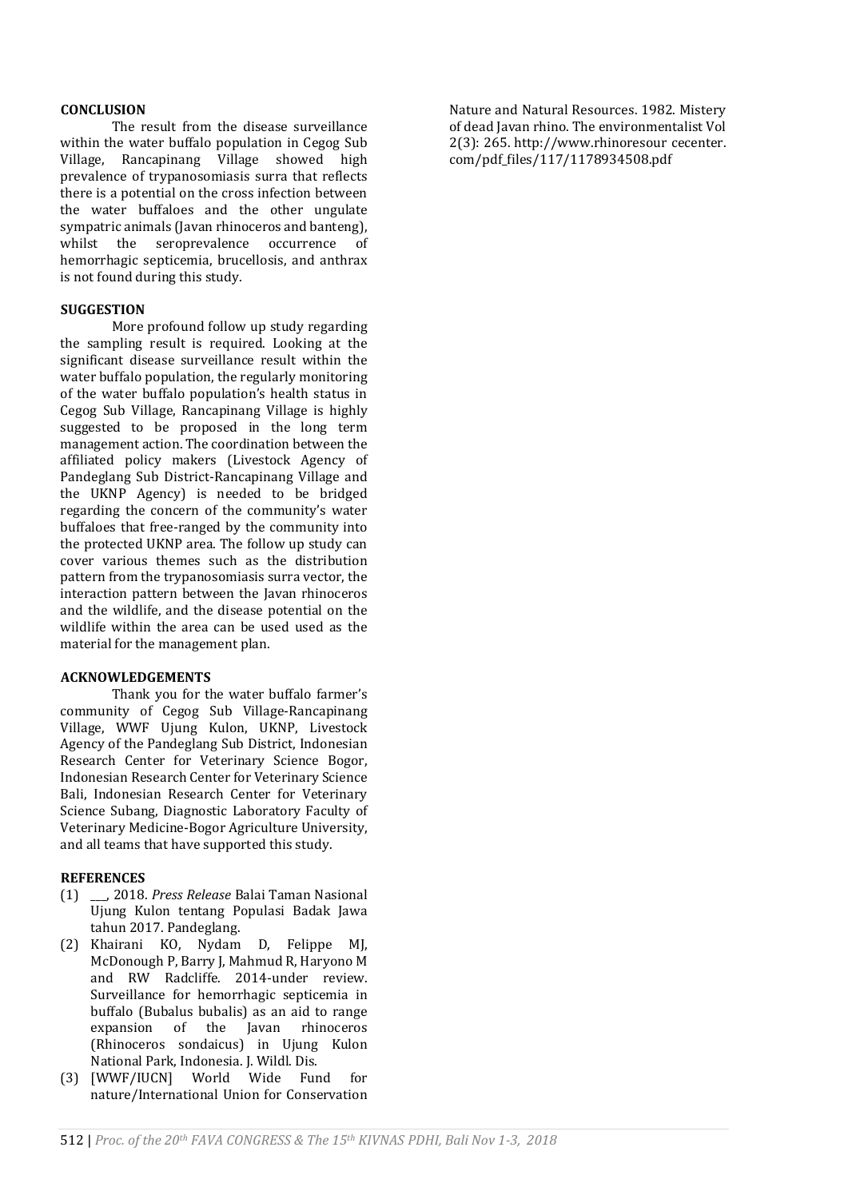## CONCLUSION

The result from the disease surveillance within the water buffalo population in Cegog Sub Village, Rancapinang Village showed high prevalence of trypanosomiasis surra that reflects there is a potential on the cross infection between the water buffaloes and the other ungulate sympatric animals (Javan rhinoceros and banteng), whilst the seroprevalence occurrence of hemorrhagic septicemia, brucellosis, and anthrax is not found during this study.

## SUGGESTION

More profound follow up study regarding the sampling result is required. Looking at the significant disease surveillance result within the water buffalo population, the regularly monitoring of the water buffalo population's health status in Cegog Sub Village, Rancapinang Village is highly suggested to be proposed in the long term management action. The coordination between the affiliated policy makers (Livestock Agency of Pandeglang Sub District-Rancapinang Village and the UKNP Agency) is needed to be bridged regarding the concern of the community's water buffaloes that free-ranged by the community into the protected UKNP area. The follow up study can cover various themes such as the distribution pattern from the trypanosomiasis surra vector, the interaction pattern between the Javan rhinoceros and the wildlife, and the disease potential on the wildlife within the area can be used used as the material for the management plan.

## ACKNOWLEDGEMENTS

Thank you for the water buffalo farmer's community of Cegog Sub Village-Rancapinang Village, WWF Ujung Kulon, UKNP, Livestock Agency of the Pandeglang Sub District, Indonesian Research Center for Veterinary Science Bogor, Indonesian Research Center for Veterinary Science Bali, Indonesian Research Center for Veterinary Science Subang, Diagnostic Laboratory Faculty of Veterinary Medicine-Bogor Agriculture University, and all teams that have supported this study.

## REFERENCES

(1) ___, 2018. *Press Release* Balai Taman Nasional Ujung Kulon tentang Populasi Badak Jawa tahun 2017. Pandeglang.

(2) Khairani KO, Nydam D, Felippe MJ, McDonough P, Barry J, Mahmud R, Haryono M and RW Radcliffe. 2014-under review. Surveillance for hemorrhagic septicemia in buffalo (Bubalus bubalis) as an aid to range expansion of the Javan rhinoceros (Rhinoceros sondaicus) in Ujung Kulon National Park, Indonesia. J. Wildl. Dis.

(3) [WWF/IUCN] World Wide Fund for nature/International Union for Conservation Nature and Natural Resources. 1982. Mistery of dead Javan rhino. The environmentalist Vol 2(3): 265. http://www.rhinoresour cecenter. com/pdf_files/117/1178934508.pdf